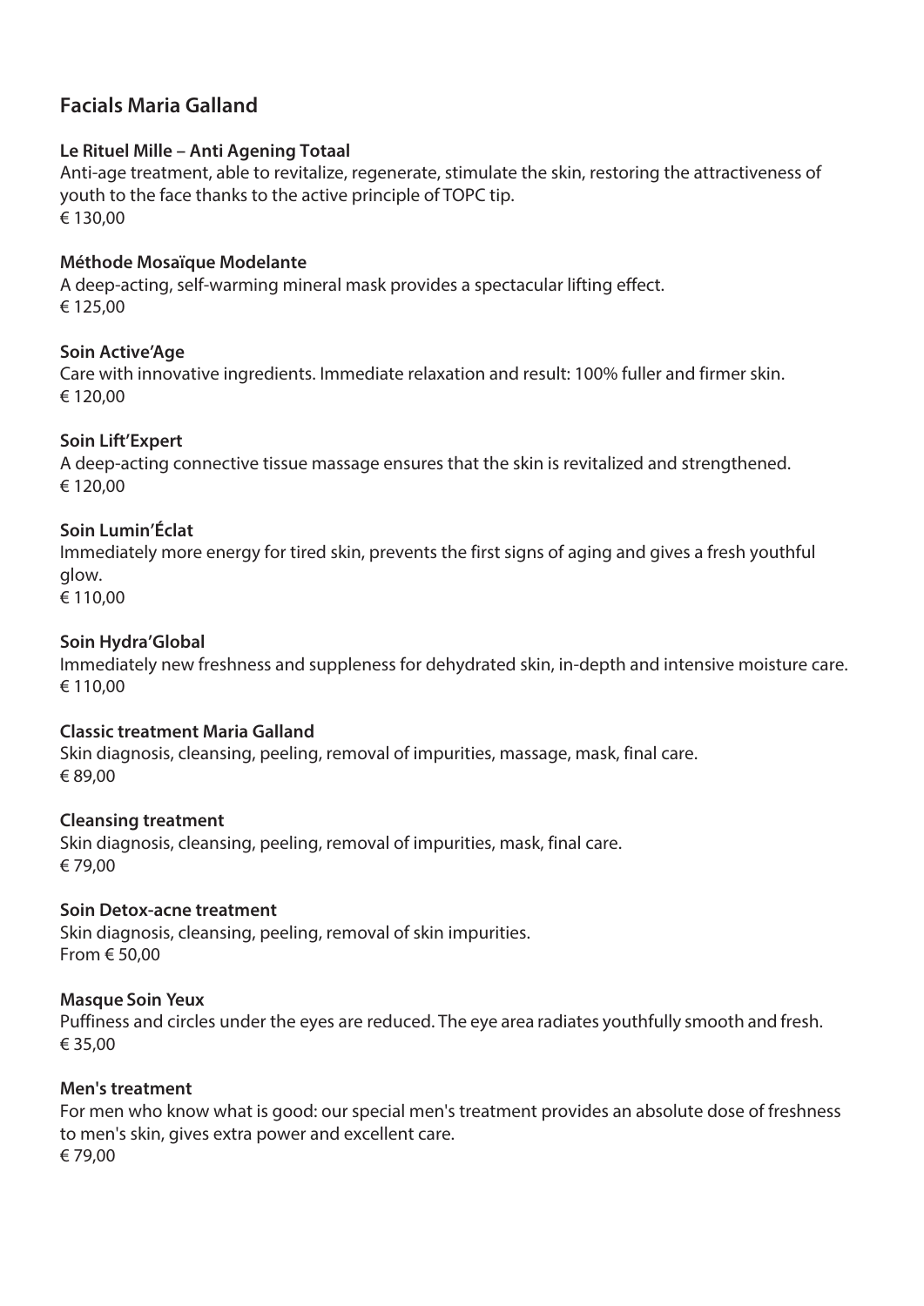## Facials Maria Galland

**Le Rituel Mille – Anti Agening Totaal**

Anti-age treatment, able to revitalize, regenerate, stimulate the skin, restoring the attractiveness of youth to the face thanks to the active principle of TOPC tip.

€ 130,00

**Méthode Mosaïque Modelante**

A deep-acting, self-warming mineral mask provides a spectacular lifting effect.

€ 125,00

**Soin Active'Age**

Care with innovative ingredients. Immediate relaxation and result: 100% fuller and firmer skin.

€ 120,00

**Soin Lift'Expert**

A deep-acting connective tissue massage ensures that the skin is revitalized and strengthened.

€ 120,00

**Soin Lumin'Éclat**

Immediately more energy for tired skin, prevents the first signs of aging and gives a fresh youthful glow.

€ 110,00

**Soin Hydra'Global**

Immediately new freshness and suppleness for dehydrated skin, in-depth and intensive moisture care.

€ 110,00

**Classic treatment Maria Galland**

Skin diagnosis, cleansing, peeling, removal of impurities, massage, mask, final care.

€ 89,00

**Cleansing treatment**

Skin diagnosis, cleansing, peeling, removal of impurities, mask, final care.

€ 79,00

**Soin Detox-acne treatment**

Skin diagnosis, cleansing, peeling, removal of skin impurities.

From € 50,00

**Masque Soin Yeux**

Puffiness and circles under the eyes are reduced. The eye area radiates youthfully smooth and fresh.

€ 35,00

**Men's treatment**

For men who know what is good: our special men's treatment provides an absolute dose of freshness to men's skin, gives extra power and excellent care.

€ 79,00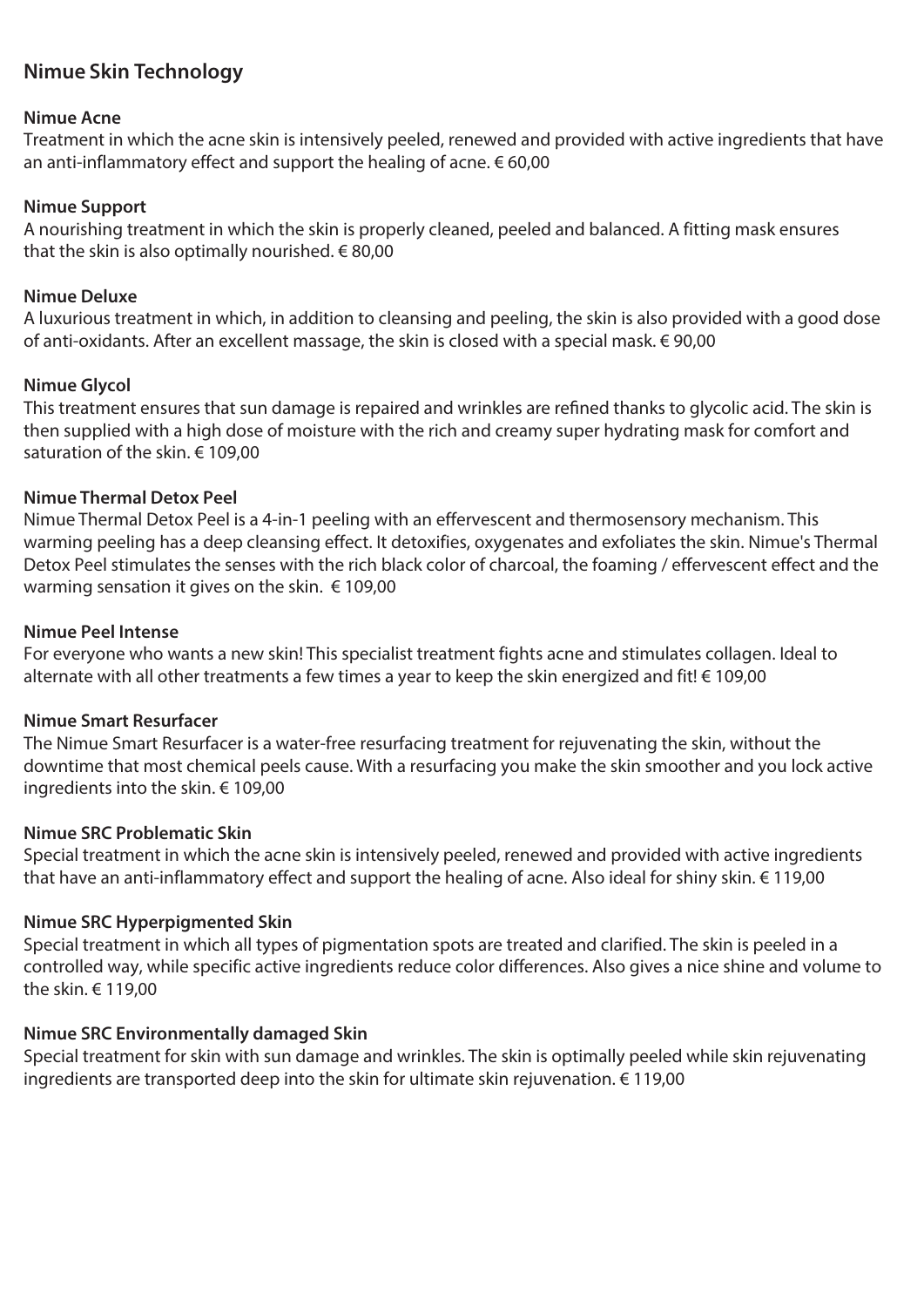## Nimue Skin Technology

**Nimue Acne**
Treatment in which the acne skin is intensively peeled, renewed and provided with active ingredients that have an anti-inflammatory effect and support the healing of acne. € 60,00

**Nimue Support**
A nourishing treatment in which the skin is properly cleaned, peeled and balanced. A fitting mask ensures that the skin is also optimally nourished. € 80,00

**Nimue Deluxe**
A luxurious treatment in which, in addition to cleansing and peeling, the skin is also provided with a good dose of anti-oxidants. After an excellent massage, the skin is closed with a special mask. € 90,00

**Nimue Glycol**
This treatment ensures that sun damage is repaired and wrinkles are refined thanks to glycolic acid. The skin is then supplied with a high dose of moisture with the rich and creamy super hydrating mask for comfort and saturation of the skin. € 109,00

**Nimue Thermal Detox Peel**
Nimue Thermal Detox Peel is a 4-in-1 peeling with an effervescent and thermosensory mechanism. This warming peeling has a deep cleansing effect. It detoxifies, oxygenates and exfoliates the skin. Nimue's Thermal Detox Peel stimulates the senses with the rich black color of charcoal, the foaming / effervescent effect and the warming sensation it gives on the skin. € 109,00

**Nimue Peel Intense**
For everyone who wants a new skin! This specialist treatment fights acne and stimulates collagen. Ideal to alternate with all other treatments a few times a year to keep the skin energized and fit! € 109,00

**Nimue Smart Resurfacer**
The Nimue Smart Resurfacer is a water-free resurfacing treatment for rejuvenating the skin, without the downtime that most chemical peels cause. With a resurfacing you make the skin smoother and you lock active ingredients into the skin. € 109,00

**Nimue SRC Problematic Skin**
Special treatment in which the acne skin is intensively peeled, renewed and provided with active ingredients that have an anti-inflammatory effect and support the healing of acne. Also ideal for shiny skin. € 119,00

**Nimue SRC Hyperpigmented Skin**
Special treatment in which all types of pigmentation spots are treated and clarified. The skin is peeled in a controlled way, while specific active ingredients reduce color differences. Also gives a nice shine and volume to the skin. € 119,00

**Nimue SRC Environmentally damaged Skin**
Special treatment for skin with sun damage and wrinkles. The skin is optimally peeled while skin rejuvenating ingredients are transported deep into the skin for ultimate skin rejuvenation. € 119,00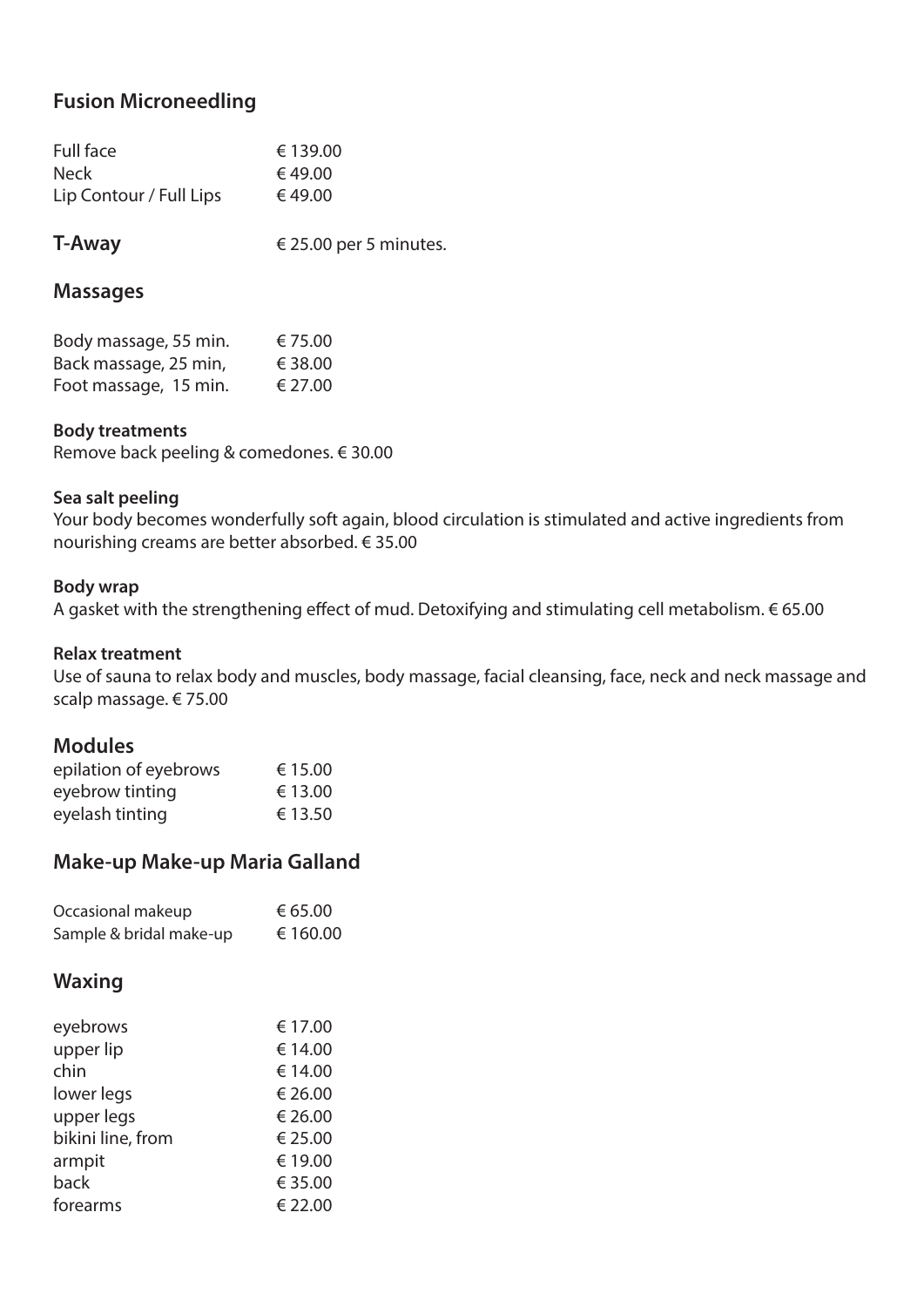## Fusion Microneedling

| | |
|---|---|
| Full face | € 139.00 |
| Neck | € 49.00 |
| Lip Contour / Full Lips | € 49.00 |

## T-Away

€ 25.00 per 5 minutes.

## Massages

| | |
|---|---|
| Body massage, 55 min. | € 75.00 |
| Back massage, 25 min, | € 38.00 |
| Foot massage, 15 min. | € 27.00 |

**Body treatments**

Remove back peeling & comedones. € 30.00

**Sea salt peeling**

Your body becomes wonderfully soft again, blood circulation is stimulated and active ingredients from nourishing creams are better absorbed. € 35.00

**Body wrap**

A gasket with the strengthening effect of mud. Detoxifying and stimulating cell metabolism. € 65.00

**Relax treatment**

Use of sauna to relax body and muscles, body massage, facial cleansing, face, neck and neck massage and scalp massage. € 75.00

## Modules

| | |
|---|---|
| epilation of eyebrows | € 15.00 |
| eyebrow tinting | € 13.00 |
| eyelash tinting | € 13.50 |

## Make-up Make-up Maria Galland

| | |
|---|---|
| Occasional makeup | € 65.00 |
| Sample & bridal make-up | € 160.00 |

## Waxing

| | |
|---|---|
| eyebrows | € 17.00 |
| upper lip | € 14.00 |
| chin | € 14.00 |
| lower legs | € 26.00 |
| upper legs | € 26.00 |
| bikini line, from | € 25.00 |
| armpit | € 19.00 |
| back | € 35.00 |
| forearms | € 22.00 |